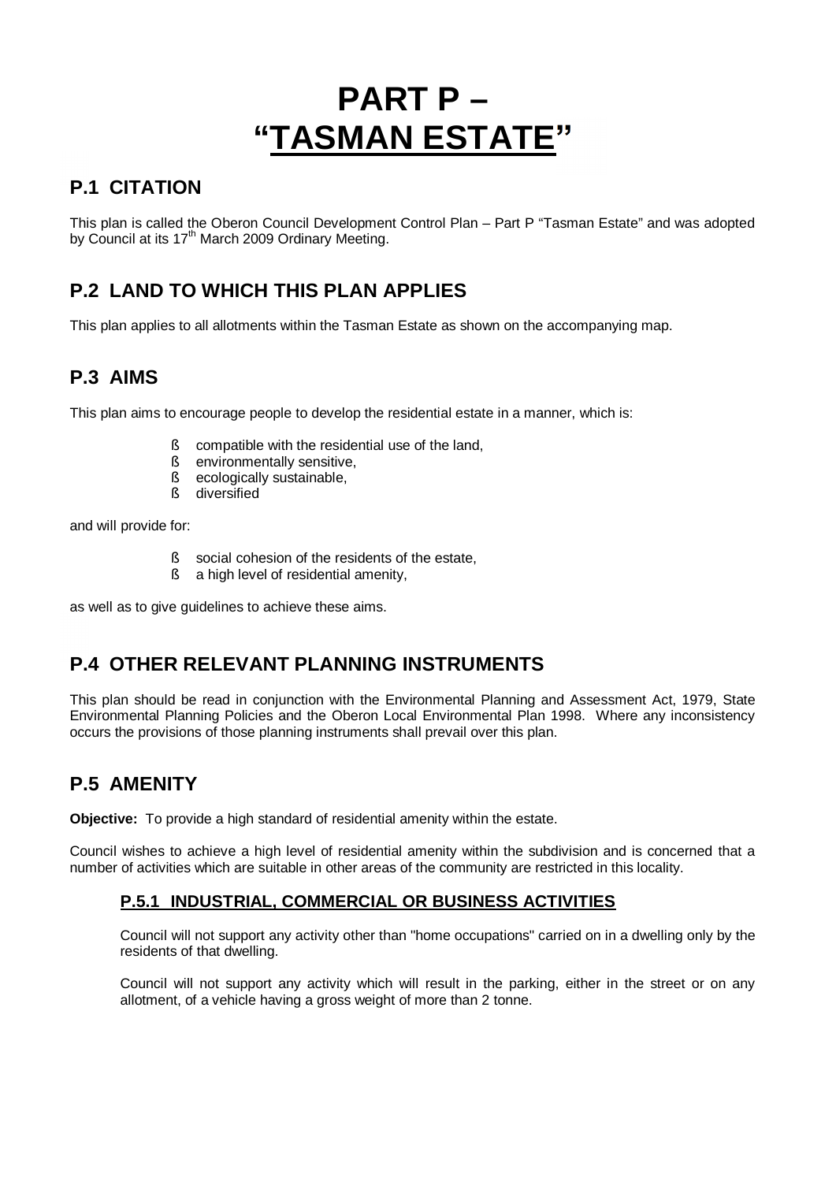# PART P – "TASMAN ESTATE"

## P.1 CITATION

This plan is called the Oberon Council Development Control Plan – Part P "Tasman Estate" and was adopted by Council at its 17th March 2009 Ordinary Meeting.

## P.2 LAND TO WHICH THIS PLAN APPLIES

This plan applies to all allotments within the Tasman Estate as shown on the accompanying map.

## P.3 AIMS

This plan aims to encourage people to develop the residential estate in a manner, which is:

- compatible with the residential use of the land,
- environmentally sensitive,
- ecologically sustainable,
- diversified

and will provide for:

- social cohesion of the residents of the estate,
- a high level of residential amenity,

as well as to give guidelines to achieve these aims.

## P.4 OTHER RELEVANT PLANNING INSTRUMENTS

This plan should be read in conjunction with the Environmental Planning and Assessment Act, 1979, State Environmental Planning Policies and the Oberon Local Environmental Plan 1998. Where any inconsistency occurs the provisions of those planning instruments shall prevail over this plan.

## P.5 AMENITY

**Objective:** To provide a high standard of residential amenity within the estate.

Council wishes to achieve a high level of residential amenity within the subdivision and is concerned that a number of activities which are suitable in other areas of the community are restricted in this locality.

### P.5.1 INDUSTRIAL, COMMERCIAL OR BUSINESS ACTIVITIES

Council will not support any activity other than "home occupations" carried on in a dwelling only by the residents of that dwelling.

Council will not support any activity which will result in the parking, either in the street or on any allotment, of a vehicle having a gross weight of more than 2 tonne.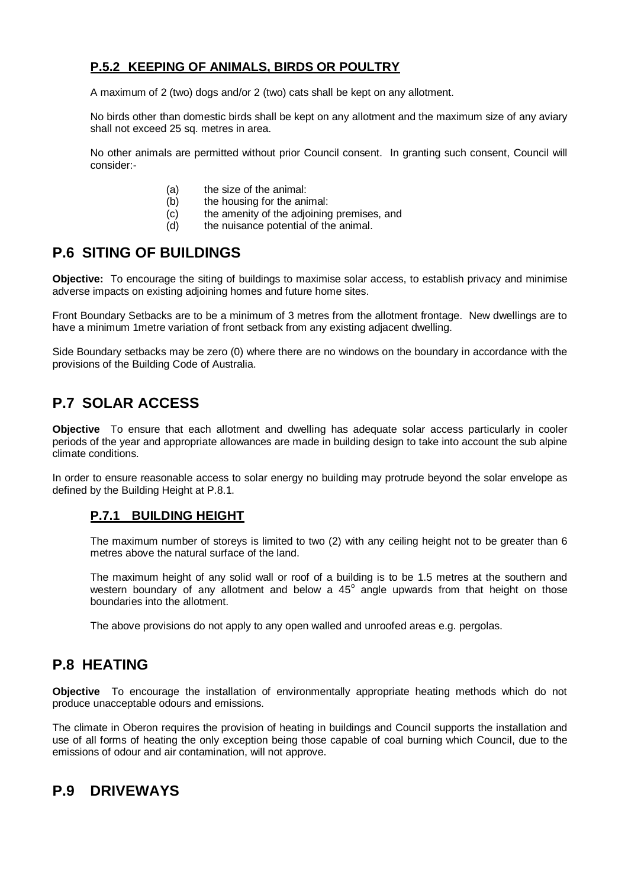### P.5.2 KEEPING OF ANIMALS, BIRDS OR POULTRY

A maximum of 2 (two) dogs and/or 2 (two) cats shall be kept on any allotment.

No birds other than domestic birds shall be kept on any allotment and the maximum size of any aviary shall not exceed 25 sq. metres in area.

No other animals are permitted without prior Council consent. In granting such consent, Council will consider:-

(a) the size of the animal:
(b) the housing for the animal:
(c) the amenity of the adjoining premises, and
(d) the nuisance potential of the animal.

## P.6 SITING OF BUILDINGS

**Objective:** To encourage the siting of buildings to maximise solar access, to establish privacy and minimise adverse impacts on existing adjoining homes and future home sites.

Front Boundary Setbacks are to be a minimum of 3 metres from the allotment frontage. New dwellings are to have a minimum 1metre variation of front setback from any existing adjacent dwelling.

Side Boundary setbacks may be zero (0) where there are no windows on the boundary in accordance with the provisions of the Building Code of Australia.

## P.7 SOLAR ACCESS

**Objective** To ensure that each allotment and dwelling has adequate solar access particularly in cooler periods of the year and appropriate allowances are made in building design to take into account the sub alpine climate conditions.

In order to ensure reasonable access to solar energy no building may protrude beyond the solar envelope as defined by the Building Height at P.8.1.

### P.7.1 BUILDING HEIGHT

The maximum number of storeys is limited to two (2) with any ceiling height not to be greater than 6 metres above the natural surface of the land.

The maximum height of any solid wall or roof of a building is to be 1.5 metres at the southern and western boundary of any allotment and below a 45° angle upwards from that height on those boundaries into the allotment.

The above provisions do not apply to any open walled and unroofed areas e.g. pergolas.

## P.8 HEATING

**Objective** To encourage the installation of environmentally appropriate heating methods which do not produce unacceptable odours and emissions.

The climate in Oberon requires the provision of heating in buildings and Council supports the installation and use of all forms of heating the only exception being those capable of coal burning which Council, due to the emissions of odour and air contamination, will not approve.

## P.9 DRIVEWAYS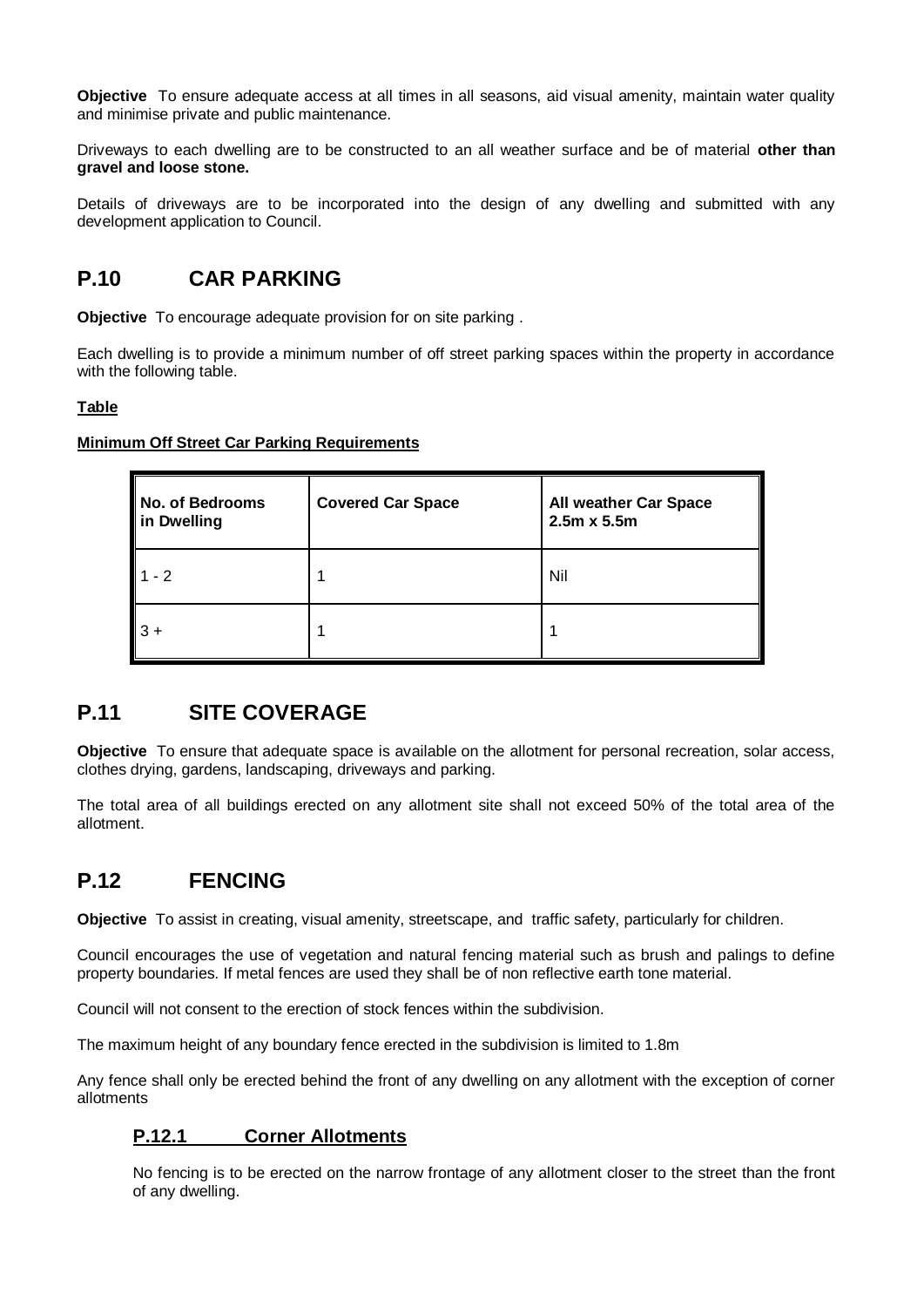**Objective** To ensure adequate access at all times in all seasons, aid visual amenity, maintain water quality and minimise private and public maintenance.

Driveways to each dwelling are to be constructed to an all weather surface and be of material **other than gravel and loose stone.**

Details of driveways are to be incorporated into the design of any dwelling and submitted with any development application to Council.

## P.10 CAR PARKING

**Objective** To encourage adequate provision for on site parking .

Each dwelling is to provide a minimum number of off street parking spaces within the property in accordance with the following table.

**Table**

**Minimum Off Street Car Parking Requirements**

| **No. of Bedrooms in Dwelling** | **Covered Car Space** | **All weather Car Space 2.5m x 5.5m** |
|---|---|---|
| 1 - 2 | 1 | Nil |
| 3 + | 1 | 1 |

## P.11 SITE COVERAGE

**Objective** To ensure that adequate space is available on the allotment for personal recreation, solar access, clothes drying, gardens, landscaping, driveways and parking.

The total area of all buildings erected on any allotment site shall not exceed 50% of the total area of the allotment.

## P.12 FENCING

**Objective** To assist in creating, visual amenity, streetscape, and traffic safety, particularly for children.

Council encourages the use of vegetation and natural fencing material such as brush and palings to define property boundaries. If metal fences are used they shall be of non reflective earth tone material.

Council will not consent to the erection of stock fences within the subdivision.

The maximum height of any boundary fence erected in the subdivision is limited to 1.8m

Any fence shall only be erected behind the front of any dwelling on any allotment with the exception of corner allotments

### P.12.1 Corner Allotments

No fencing is to be erected on the narrow frontage of any allotment closer to the street than the front of any dwelling.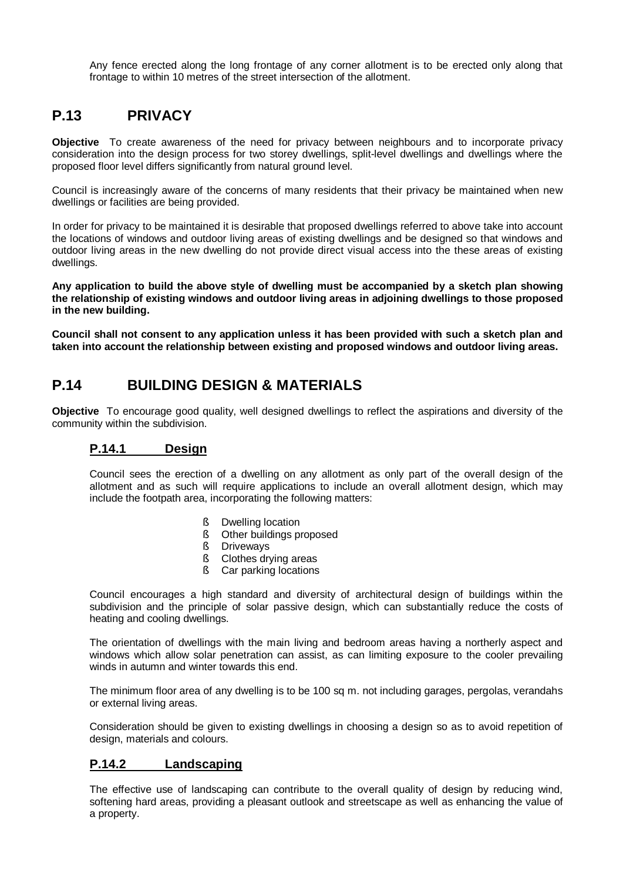Any fence erected along the long frontage of any corner allotment is to be erected only along that frontage to within 10 metres of the street intersection of the allotment.

## P.13 PRIVACY

**Objective** To create awareness of the need for privacy between neighbours and to incorporate privacy consideration into the design process for two storey dwellings, split-level dwellings and dwellings where the proposed floor level differs significantly from natural ground level.

Council is increasingly aware of the concerns of many residents that their privacy be maintained when new dwellings or facilities are being provided.

In order for privacy to be maintained it is desirable that proposed dwellings referred to above take into account the locations of windows and outdoor living areas of existing dwellings and be designed so that windows and outdoor living areas in the new dwelling do not provide direct visual access into the these areas of existing dwellings.

**Any application to build the above style of dwelling must be accompanied by a sketch plan showing the relationship of existing windows and outdoor living areas in adjoining dwellings to those proposed in the new building.**

**Council shall not consent to any application unless it has been provided with such a sketch plan and taken into account the relationship between existing and proposed windows and outdoor living areas.**

## P.14 BUILDING DESIGN & MATERIALS

**Objective** To encourage good quality, well designed dwellings to reflect the aspirations and diversity of the community within the subdivision.

### P.14.1 Design

Council sees the erection of a dwelling on any allotment as only part of the overall design of the allotment and as such will require applications to include an overall allotment design, which may include the footpath area, incorporating the following matters:

- Dwelling location
- Other buildings proposed
- Driveways
- Clothes drying areas
- Car parking locations

Council encourages a high standard and diversity of architectural design of buildings within the subdivision and the principle of solar passive design, which can substantially reduce the costs of heating and cooling dwellings.

The orientation of dwellings with the main living and bedroom areas having a northerly aspect and windows which allow solar penetration can assist, as can limiting exposure to the cooler prevailing winds in autumn and winter towards this end.

The minimum floor area of any dwelling is to be 100 sq m. not including garages, pergolas, verandahs or external living areas.

Consideration should be given to existing dwellings in choosing a design so as to avoid repetition of design, materials and colours.

### P.14.2 Landscaping

The effective use of landscaping can contribute to the overall quality of design by reducing wind, softening hard areas, providing a pleasant outlook and streetscape as well as enhancing the value of a property.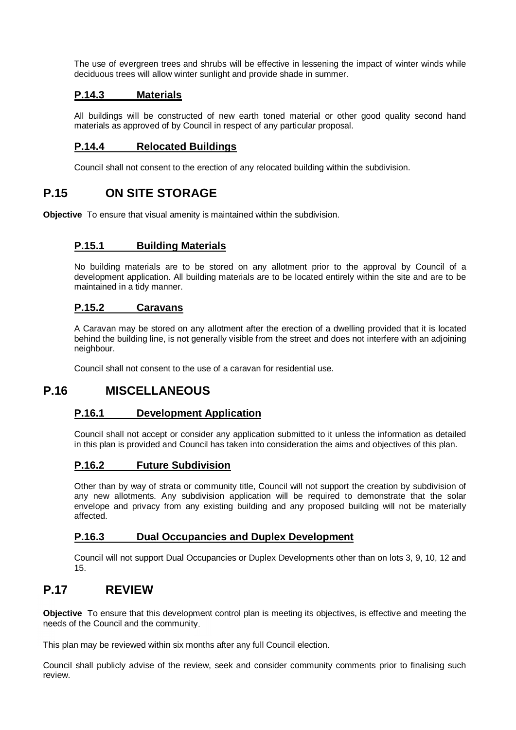The use of evergreen trees and shrubs will be effective in lessening the impact of winter winds while deciduous trees will allow winter sunlight and provide shade in summer.

### P.14.3 Materials

All buildings will be constructed of new earth toned material or other good quality second hand materials as approved of by Council in respect of any particular proposal.

### P.14.4 Relocated Buildings

Council shall not consent to the erection of any relocated building within the subdivision.

## P.15 ON SITE STORAGE

**Objective** To ensure that visual amenity is maintained within the subdivision.

### P.15.1 Building Materials

No building materials are to be stored on any allotment prior to the approval by Council of a development application. All building materials are to be located entirely within the site and are to be maintained in a tidy manner.

### P.15.2 Caravans

A Caravan may be stored on any allotment after the erection of a dwelling provided that it is located behind the building line, is not generally visible from the street and does not interfere with an adjoining neighbour.

Council shall not consent to the use of a caravan for residential use.

## P.16 MISCELLANEOUS

### P.16.1 Development Application

Council shall not accept or consider any application submitted to it unless the information as detailed in this plan is provided and Council has taken into consideration the aims and objectives of this plan.

### P.16.2 Future Subdivision

Other than by way of strata or community title, Council will not support the creation by subdivision of any new allotments. Any subdivision application will be required to demonstrate that the solar envelope and privacy from any existing building and any proposed building will not be materially affected.

### P.16.3 Dual Occupancies and Duplex Development

Council will not support Dual Occupancies or Duplex Developments other than on lots 3, 9, 10, 12 and 15.

## P.17 REVIEW

**Objective** To ensure that this development control plan is meeting its objectives, is effective and meeting the needs of the Council and the community.

This plan may be reviewed within six months after any full Council election.

Council shall publicly advise of the review, seek and consider community comments prior to finalising such review.